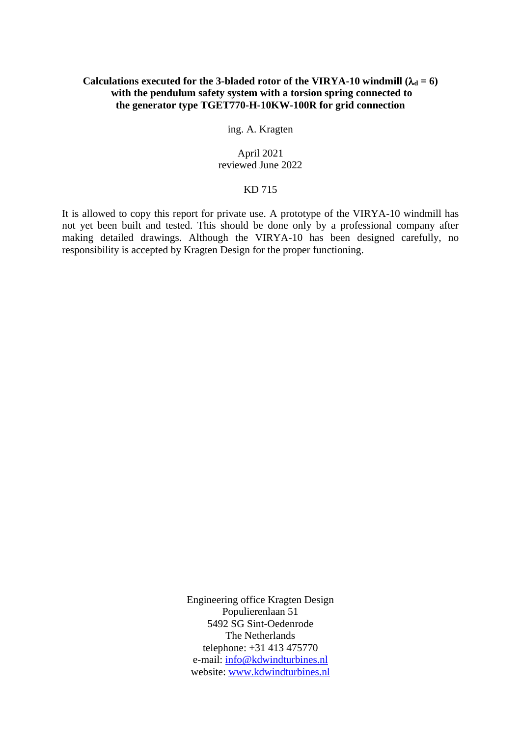# Calculations executed for the 3-bladed rotor of the VIRYA-10 windmill ($\lambda_d = 6$) with the pendulum safety system with a torsion spring connected to the generator type TGET770-H-10KW-100R for grid connection

ing. A. Kragten

April 2021
reviewed June 2022

KD 715

It is allowed to copy this report for private use. A prototype of the VIRYA-10 windmill has not yet been built and tested. This should be done only by a professional company after making detailed drawings. Although the VIRYA-10 has been designed carefully, no responsibility is accepted by Kragten Design for the proper functioning.

Engineering office Kragten Design
Populierenlaan 51
5492 SG Sint-Oedenrode
The Netherlands
telephone: +31 413 475770
e-mail: info@kdwindturbines.nl
website: www.kdwindturbines.nl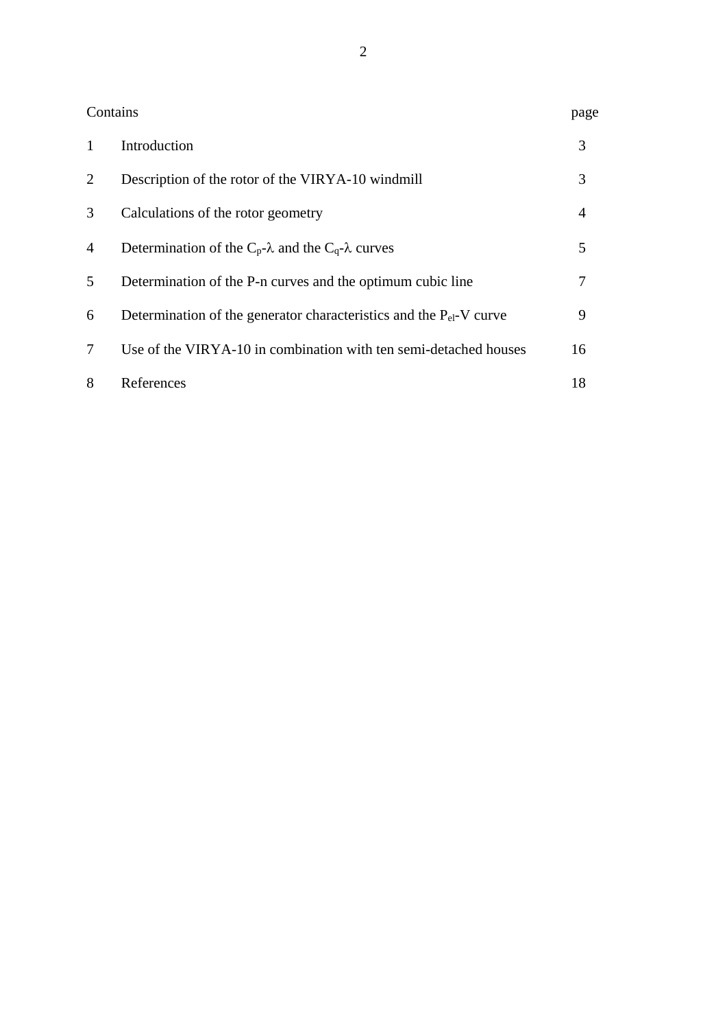| Contains | | page |
|---|---|---|
| 1 | Introduction | 3 |
| 2 | Description of the rotor of the VIRYA-10 windmill | 3 |
| 3 | Calculations of the rotor geometry | 4 |
| 4 | Determination of the $C_p$-$\lambda$ and the $C_q$-$\lambda$ curves | 5 |
| 5 | Determination of the P-n curves and the optimum cubic line | 7 |
| 6 | Determination of the generator characteristics and the $P_{el}$-V curve | 9 |
| 7 | Use of the VIRYA-10 in combination with ten semi-detached houses | 16 |
| 8 | References | 18 |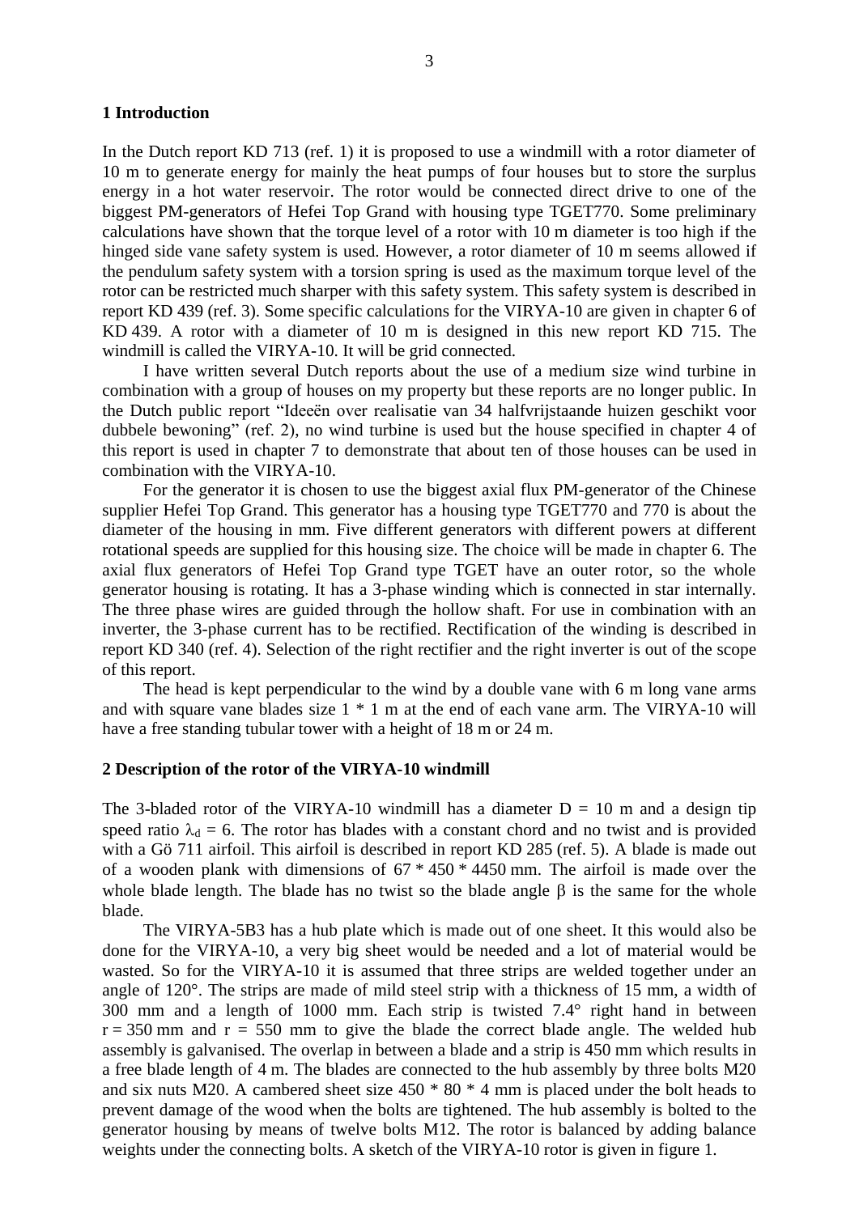## 1 Introduction

In the Dutch report KD 713 (ref. 1) it is proposed to use a windmill with a rotor diameter of 10 m to generate energy for mainly the heat pumps of four houses but to store the surplus energy in a hot water reservoir. The rotor would be connected direct drive to one of the biggest PM-generators of Hefei Top Grand with housing type TGET770. Some preliminary calculations have shown that the torque level of a rotor with 10 m diameter is too high if the hinged side vane safety system is used. However, a rotor diameter of 10 m seems allowed if the pendulum safety system with a torsion spring is used as the maximum torque level of the rotor can be restricted much sharper with this safety system. This safety system is described in report KD 439 (ref. 3). Some specific calculations for the VIRYA-10 are given in chapter 6 of KD 439. A rotor with a diameter of 10 m is designed in this new report KD 715. The windmill is called the VIRYA-10. It will be grid connected.

I have written several Dutch reports about the use of a medium size wind turbine in combination with a group of houses on my property but these reports are no longer public. In the Dutch public report "Ideeën over realisatie van 34 halfvrijstaande huizen geschikt voor dubbele bewoning" (ref. 2), no wind turbine is used but the house specified in chapter 4 of this report is used in chapter 7 to demonstrate that about ten of those houses can be used in combination with the VIRYA-10.

For the generator it is chosen to use the biggest axial flux PM-generator of the Chinese supplier Hefei Top Grand. This generator has a housing type TGET770 and 770 is about the diameter of the housing in mm. Five different generators with different powers at different rotational speeds are supplied for this housing size. The choice will be made in chapter 6. The axial flux generators of Hefei Top Grand type TGET have an outer rotor, so the whole generator housing is rotating. It has a 3-phase winding which is connected in star internally. The three phase wires are guided through the hollow shaft. For use in combination with an inverter, the 3-phase current has to be rectified. Rectification of the winding is described in report KD 340 (ref. 4). Selection of the right rectifier and the right inverter is out of the scope of this report.

The head is kept perpendicular to the wind by a double vane with 6 m long vane arms and with square vane blades size 1 * 1 m at the end of each vane arm. The VIRYA-10 will have a free standing tubular tower with a height of 18 m or 24 m.

## 2 Description of the rotor of the VIRYA-10 windmill

The 3-bladed rotor of the VIRYA-10 windmill has a diameter D = 10 m and a design tip speed ratio $\lambda_d = 6$. The rotor has blades with a constant chord and no twist and is provided with a Gö 711 airfoil. This airfoil is described in report KD 285 (ref. 5). A blade is made out of a wooden plank with dimensions of 67 * 450 * 4450 mm. The airfoil is made over the whole blade length. The blade has no twist so the blade angle $\beta$ is the same for the whole blade.

The VIRYA-5B3 has a hub plate which is made out of one sheet. It this would also be done for the VIRYA-10, a very big sheet would be needed and a lot of material would be wasted. So for the VIRYA-10 it is assumed that three strips are welded together under an angle of 120°. The strips are made of mild steel strip with a thickness of 15 mm, a width of 300 mm and a length of 1000 mm. Each strip is twisted 7.4° right hand in between r = 350 mm and r = 550 mm to give the blade the correct blade angle. The welded hub assembly is galvanised. The overlap in between a blade and a strip is 450 mm which results in a free blade length of 4 m. The blades are connected to the hub assembly by three bolts M20 and six nuts M20. A cambered sheet size 450 * 80 * 4 mm is placed under the bolt heads to prevent damage of the wood when the bolts are tightened. The hub assembly is bolted to the generator housing by means of twelve bolts M12. The rotor is balanced by adding balance weights under the connecting bolts. A sketch of the VIRYA-10 rotor is given in figure 1.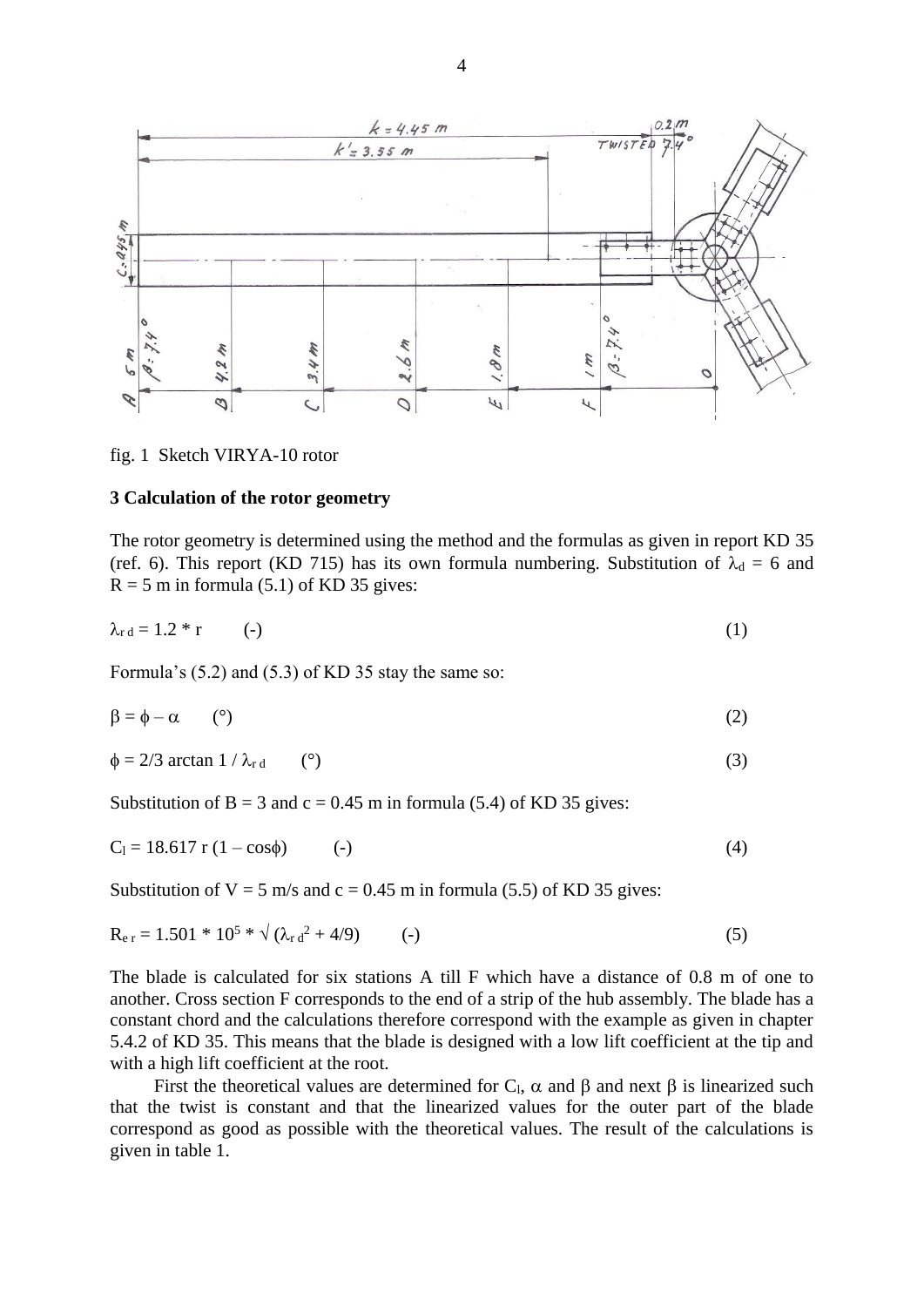fig. 1 Sketch VIRYA-10 rotor

### 3 Calculation of the rotor geometry

The rotor geometry is determined using the method and the formulas as given in report KD 35 (ref. 6). This report (KD 715) has its own formula numbering. Substitution of $\lambda_d = 6$ and $R = 5$ m in formula (5.1) of KD 35 gives:

$$\lambda_{r\,d} = 1.2 * r \qquad (-) \qquad (1)$$

Formula's (5.2) and (5.3) of KD 35 stay the same so:

$$\beta = \phi - \alpha \qquad (°) \qquad (2)$$

$$\phi = 2/3 \arctan 1 / \lambda_{r\,d} \qquad (°) \qquad (3)$$

Substitution of $B = 3$ and $c = 0.45$ m in formula (5.4) of KD 35 gives:

$$C_l = 18.617\, r\, (1 - \cos\phi) \qquad (-) \qquad (4)$$

Substitution of $V = 5$ m/s and $c = 0.45$ m in formula (5.5) of KD 35 gives:

$$R_{e\,r} = 1.501 * 10^5 * \sqrt{(\lambda_{r\,d}^2 + 4/9)} \qquad (-) \qquad (5)$$

The blade is calculated for six stations A till F which have a distance of 0.8 m of one to another. Cross section F corresponds to the end of a strip of the hub assembly. The blade has a constant chord and the calculations therefore correspond with the example as given in chapter 5.4.2 of KD 35. This means that the blade is designed with a low lift coefficient at the tip and with a high lift coefficient at the root.

First the theoretical values are determined for $C_l$, $\alpha$ and $\beta$ and next $\beta$ is linearized such that the twist is constant and that the linearized values for the outer part of the blade correspond as good as possible with the theoretical values. The result of the calculations is given in table 1.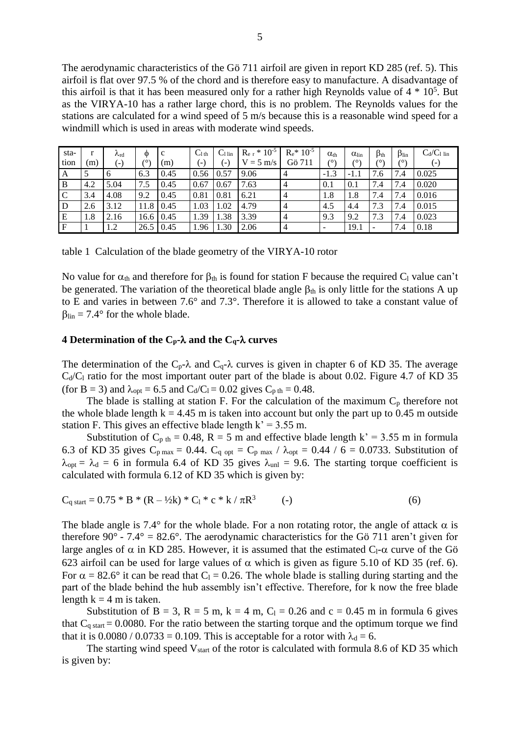The aerodynamic characteristics of the Gö 711 airfoil are given in report KD 285 (ref. 5). This airfoil is flat over 97.5 % of the chord and is therefore easy to manufacture. A disadvantage of this airfoil is that it has been measured only for a rather high Reynolds value of $4 * 10^5$. But as the VIRYA-10 has a rather large chord, this is no problem. The Reynolds values for the stations are calculated for a wind speed of 5 m/s because this is a reasonable wind speed for a windmill which is used in areas with moderate wind speeds.

| sta-tion | r (m) | $\lambda_{rd}$ (-) | $\phi$ (°) | c (m) | $C_{l\ th}$ (-) | $C_{l\ lin}$ (-) | $R_{e\ r} * 10^{-5}$ V = 5 m/s | $R_e * 10^{-5}$ Gö 711 | $\alpha_{th}$ (°) | $\alpha_{lin}$ (°) | $\beta_{th}$ (°) | $\beta_{lin}$ (°) | $C_d/C_{l\ lin}$ (-) |
|---|---|---|---|---|---|---|---|---|---|---|---|---|---|
| A | 5 | 6 | 6.3 | 0.45 | 0.56 | 0.57 | 9.06 | 4 | -1.3 | -1.1 | 7.6 | 7.4 | 0.025 |
| B | 4.2 | 5.04 | 7.5 | 0.45 | 0.67 | 0.67 | 7.63 | 4 | 0.1 | 0.1 | 7.4 | 7.4 | 0.020 |
| C | 3.4 | 4.08 | 9.2 | 0.45 | 0.81 | 0.81 | 6.21 | 4 | 1.8 | 1.8 | 7.4 | 7.4 | 0.016 |
| D | 2.6 | 3.12 | 11.8 | 0.45 | 1.03 | 1.02 | 4.79 | 4 | 4.5 | 4.4 | 7.3 | 7.4 | 0.015 |
| E | 1.8 | 2.16 | 16.6 | 0.45 | 1.39 | 1.38 | 3.39 | 4 | 9.3 | 9.2 | 7.3 | 7.4 | 0.023 |
| F | 1 | 1.2 | 26.5 | 0.45 | 1.96 | 1.30 | 2.06 | 4 | - | 19.1 | - | 7.4 | 0.18 |

table 1 Calculation of the blade geometry of the VIRYA-10 rotor

No value for $\alpha_{th}$ and therefore for $\beta_{th}$ is found for station F because the required $C_l$ value can't be generated. The variation of the theoretical blade angle $\beta_{th}$ is only little for the stations A up to E and varies in between 7.6° and 7.3°. Therefore it is allowed to take a constant value of $\beta_{lin}$ = 7.4° for the whole blade.

### 4 Determination of the $C_p$-$\lambda$ and the $C_q$-$\lambda$ curves

The determination of the $C_p$-$\lambda$ and $C_q$-$\lambda$ curves is given in chapter 6 of KD 35. The average $C_d/C_l$ ratio for the most important outer part of the blade is about 0.02. Figure 4.7 of KD 35 (for B = 3) and $\lambda_{opt}$ = 6.5 and $C_d/C_l$ = 0.02 gives $C_{p\ th}$ = 0.48.

The blade is stalling at station F. For the calculation of the maximum $C_p$ therefore not the whole blade length k = 4.45 m is taken into account but only the part up to 0.45 m outside station F. This gives an effective blade length k' = 3.55 m.

Substitution of $C_{p\ th}$ = 0.48, R = 5 m and effective blade length k' = 3.55 m in formula 6.3 of KD 35 gives $C_{p\ max}$ = 0.44. $C_{q\ opt} = C_{p\ max} / \lambda_{opt}$ = 0.44 / 6 = 0.0733. Substitution of $\lambda_{opt} = \lambda_d$ = 6 in formula 6.4 of KD 35 gives $\lambda_{unl}$ = 9.6. The starting torque coefficient is calculated with formula 6.12 of KD 35 which is given by:

$$C_{q\ start} = 0.75 * B * (R - ½k) * C_l * c * k / \pi R^3 \qquad (-) \qquad (6)$$

The blade angle is 7.4° for the whole blade. For a non rotating rotor, the angle of attack $\alpha$ is therefore 90° - 7.4° = 82.6°. The aerodynamic characteristics for the Gö 711 aren't given for large angles of $\alpha$ in KD 285. However, it is assumed that the estimated $C_l$-$\alpha$ curve of the Gö 623 airfoil can be used for large values of $\alpha$ which is given as figure 5.10 of KD 35 (ref. 6). For $\alpha$ = 82.6° it can be read that $C_l$ = 0.26. The whole blade is stalling during starting and the part of the blade behind the hub assembly isn't effective. Therefore, for k now the free blade length k = 4 m is taken.

Substitution of B = 3, R = 5 m, k = 4 m, $C_l$ = 0.26 and c = 0.45 m in formula 6 gives that $C_{q\ start}$ = 0.0080. For the ratio between the starting torque and the optimum torque we find that it is 0.0080 / 0.0733 = 0.109. This is acceptable for a rotor with $\lambda_d$ = 6.

The starting wind speed $V_{start}$ of the rotor is calculated with formula 8.6 of KD 35 which is given by: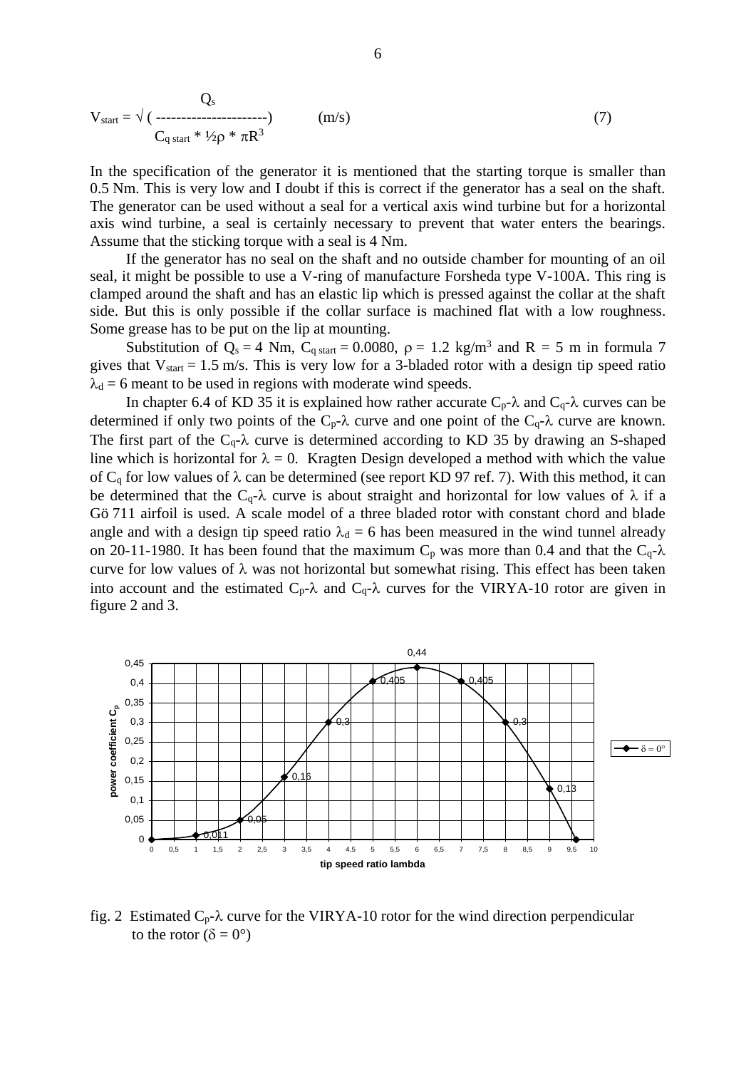$$V_{start} = \sqrt{\left(\frac{Q_s}{C_{q\ start} * \frac{1}{2}\rho * \pi R^3}\right)} \quad \text{(m/s)} \qquad (7)$$

In the specification of the generator it is mentioned that the starting torque is smaller than 0.5 Nm. This is very low and I doubt if this is correct if the generator has a seal on the shaft. The generator can be used without a seal for a vertical axis wind turbine but for a horizontal axis wind turbine, a seal is certainly necessary to prevent that water enters the bearings. Assume that the sticking torque with a seal is 4 Nm.

If the generator has no seal on the shaft and no outside chamber for mounting of an oil seal, it might be possible to use a V-ring of manufacture Forsheda type V-100A. This ring is clamped around the shaft and has an elastic lip which is pressed against the collar at the shaft side. But this is only possible if the collar surface is machined flat with a low roughness. Some grease has to be put on the lip at mounting.

Substitution of $Q_s = 4$ Nm, $C_{q\ start} = 0.0080$, $\rho = 1.2$ kg/m$^3$ and $R = 5$ m in formula 7 gives that $V_{start} = 1.5$ m/s. This is very low for a 3-bladed rotor with a design tip speed ratio $\lambda_d = 6$ meant to be used in regions with moderate wind speeds.

In chapter 6.4 of KD 35 it is explained how rather accurate $C_p$-$\lambda$ and $C_q$-$\lambda$ curves can be determined if only two points of the $C_p$-$\lambda$ curve and one point of the $C_q$-$\lambda$ curve are known. The first part of the $C_q$-$\lambda$ curve is determined according to KD 35 by drawing an S-shaped line which is horizontal for $\lambda = 0$. Kragten Design developed a method with which the value of $C_q$ for low values of $\lambda$ can be determined (see report KD 97 ref. 7). With this method, it can be determined that the $C_q$-$\lambda$ curve is about straight and horizontal for low values of $\lambda$ if a Gö 711 airfoil is used. A scale model of a three bladed rotor with constant chord and blade angle and with a design tip speed ratio $\lambda_d = 6$ has been measured in the wind tunnel already on 20-11-1980. It has been found that the maximum $C_p$ was more than 0.4 and that the $C_q$-$\lambda$ curve for low values of $\lambda$ was not horizontal but somewhat rising. This effect has been taken into account and the estimated $C_p$-$\lambda$ and $C_q$-$\lambda$ curves for the VIRYA-10 rotor are given in figure 2 and 3.

fig. 2 Estimated $C_p$-$\lambda$ curve for the VIRYA-10 rotor for the wind direction perpendicular to the rotor ($\delta = 0°$)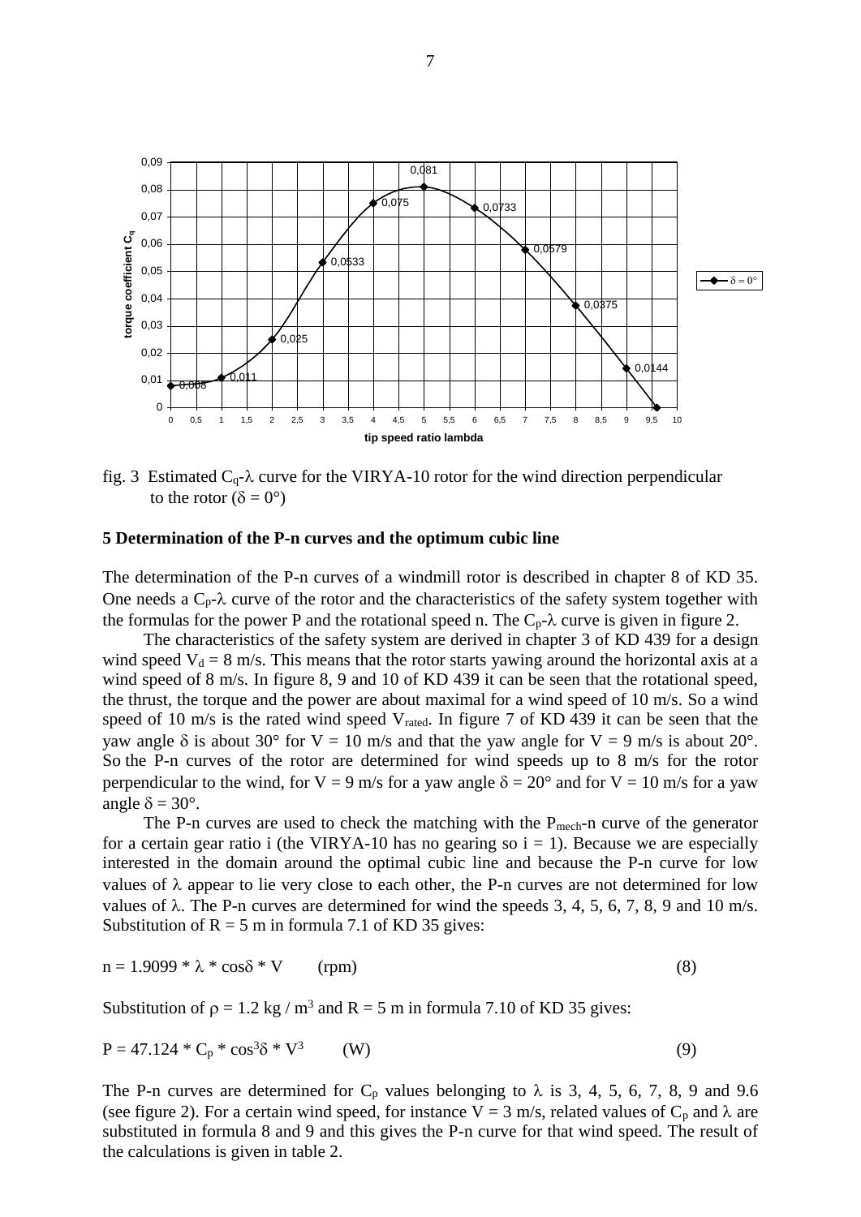fig. 3 Estimated $C_q$-$\lambda$ curve for the VIRYA-10 rotor for the wind direction perpendicular to the rotor ($\delta = 0°$)

## 5 Determination of the P-n curves and the optimum cubic line

The determination of the P-n curves of a windmill rotor is described in chapter 8 of KD 35. One needs a $C_p$-$\lambda$ curve of the rotor and the characteristics of the safety system together with the formulas for the power P and the rotational speed n. The $C_p$-$\lambda$ curve is given in figure 2.

The characteristics of the safety system are derived in chapter 3 of KD 439 for a design wind speed $V_d = 8$ m/s. This means that the rotor starts yawing around the horizontal axis at a wind speed of 8 m/s. In figure 8, 9 and 10 of KD 439 it can be seen that the rotational speed, the thrust, the torque and the power are about maximal for a wind speed of 10 m/s. So a wind speed of 10 m/s is the rated wind speed $V_{rated}$. In figure 7 of KD 439 it can be seen that the yaw angle $\delta$ is about 30° for V = 10 m/s and that the yaw angle for V = 9 m/s is about 20°. So the P-n curves of the rotor are determined for wind speeds up to 8 m/s for the rotor perpendicular to the wind, for V = 9 m/s for a yaw angle $\delta = 20°$ and for V = 10 m/s for a yaw angle $\delta = 30°$.

The P-n curves are used to check the matching with the $P_{mech}$-n curve of the generator for a certain gear ratio i (the VIRYA-10 has no gearing so i = 1). Because we are especially interested in the domain around the optimal cubic line and because the P-n curve for low values of $\lambda$ appear to lie very close to each other, the P-n curves are not determined for low values of $\lambda$. The P-n curves are determined for wind the speeds 3, 4, 5, 6, 7, 8, 9 and 10 m/s. Substitution of R = 5 m in formula 7.1 of KD 35 gives:

$$n = 1.9099 * \lambda * \cos\delta * V \qquad \text{(rpm)} \qquad (8)$$

Substitution of $\rho = 1.2$ kg / m$^3$ and R = 5 m in formula 7.10 of KD 35 gives:

$$P = 47.124 * C_p * \cos^3\delta * V^3 \qquad \text{(W)} \qquad (9)$$

The P-n curves are determined for $C_p$ values belonging to $\lambda$ is 3, 4, 5, 6, 7, 8, 9 and 9.6 (see figure 2). For a certain wind speed, for instance V = 3 m/s, related values of $C_p$ and $\lambda$ are substituted in formula 8 and 9 and this gives the P-n curve for that wind speed. The result of the calculations is given in table 2.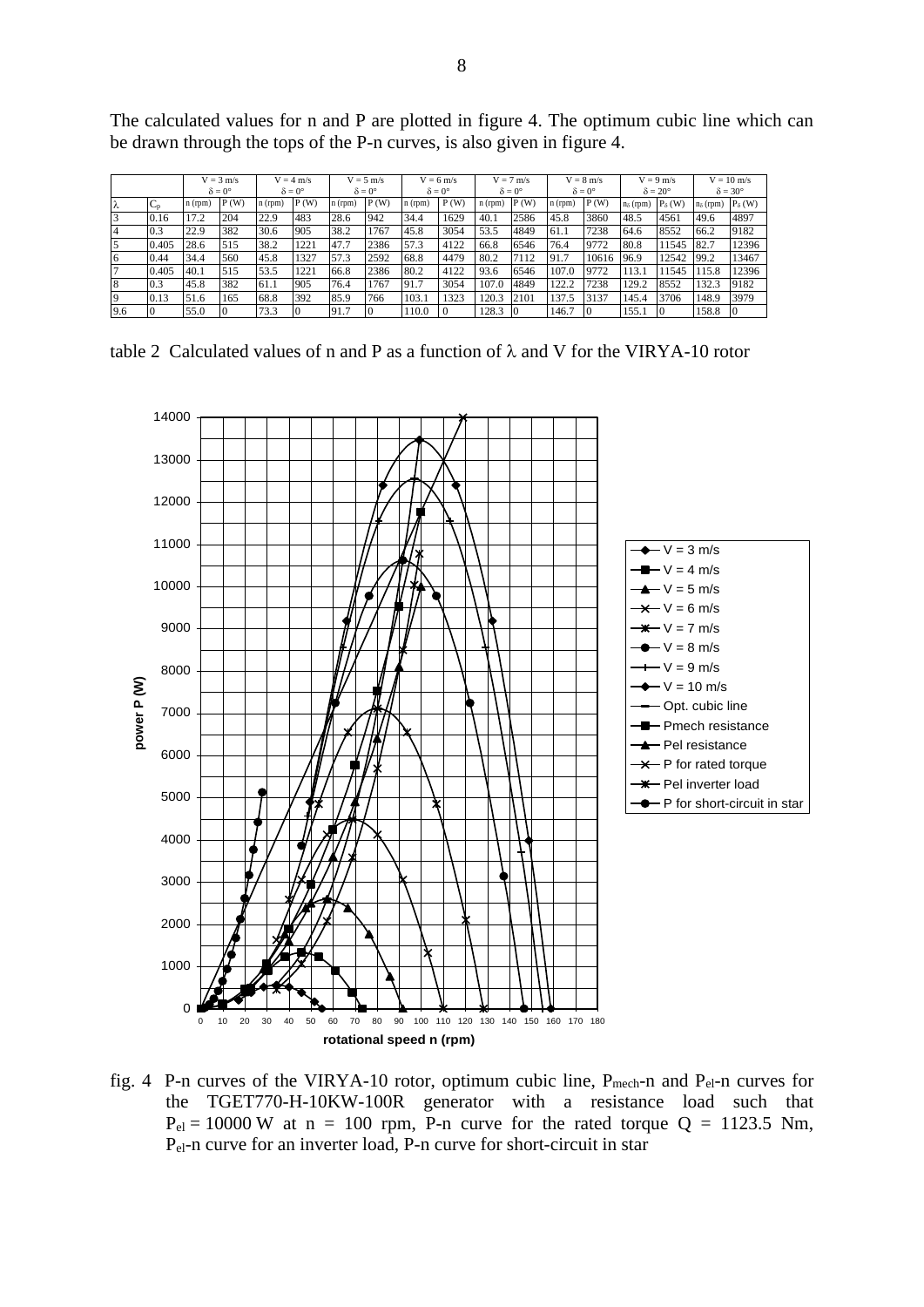The calculated values for n and P are plotted in figure 4. The optimum cubic line which can be drawn through the tops of the P-n curves, is also given in figure 4.

| | | V = 3 m/s δ = 0° | | V = 4 m/s δ = 0° | | V = 5 m/s δ = 0° | | V = 6 m/s δ = 0° | | V = 7 m/s δ = 0° | | V = 8 m/s δ = 0° | | V = 9 m/s δ = 20° | | V = 10 m/s δ = 30° | |
|---|---|---|---|---|---|---|---|---|---|---|---|---|---|---|---|---|---|
| λ | $C_p$ | n (rpm) | P (W) | n (rpm) | P (W) | n (rpm) | P (W) | n (rpm) | P (W) | n (rpm) | P (W) | n (rpm) | P (W) | $n_\delta$ (rpm) | $P_\delta$ (W) | $n_\delta$ (rpm) | $P_\delta$ (W) |
| 3 | 0.16 | 17.2 | 204 | 22.9 | 483 | 28.6 | 942 | 34.4 | 1629 | 40.1 | 2586 | 45.8 | 3860 | 48.5 | 4561 | 49.6 | 4897 |
| 4 | 0.3 | 22.9 | 382 | 30.6 | 905 | 38.2 | 1767 | 45.8 | 3054 | 53.5 | 4849 | 61.1 | 7238 | 64.6 | 8552 | 66.2 | 9182 |
| 5 | 0.405 | 28.6 | 515 | 38.2 | 1221 | 47.7 | 2386 | 57.3 | 4122 | 66.8 | 6546 | 76.4 | 9772 | 80.8 | 11545 | 82.7 | 12396 |
| 6 | 0.44 | 34.4 | 560 | 45.8 | 1327 | 57.3 | 2592 | 68.8 | 4479 | 80.2 | 7112 | 91.7 | 10616 | 96.9 | 12542 | 99.2 | 13467 |
| 7 | 0.405 | 40.1 | 515 | 53.5 | 1221 | 66.8 | 2386 | 80.2 | 4122 | 93.6 | 6546 | 107.0 | 9772 | 113.1 | 11545 | 115.8 | 12396 |
| 8 | 0.3 | 45.8 | 382 | 61.1 | 905 | 76.4 | 1767 | 91.7 | 3054 | 107.0 | 4849 | 122.2 | 7238 | 129.2 | 8552 | 132.3 | 9182 |
| 9 | 0.13 | 51.6 | 165 | 68.8 | 392 | 85.9 | 766 | 103.1 | 1323 | 120.3 | 2101 | 137.5 | 3137 | 145.4 | 3706 | 148.9 | 3979 |
| 9.6 | 0 | 55.0 | 0 | 73.3 | 0 | 91.7 | 0 | 110.0 | 0 | 128.3 | 0 | 146.7 | 0 | 155.1 | 0 | 158.8 | 0 |

table 2 Calculated values of n and P as a function of λ and V for the VIRYA-10 rotor

fig. 4 P-n curves of the VIRYA-10 rotor, optimum cubic line, $P_{mech}$-n and $P_{el}$-n curves for the TGET770-H-10KW-100R generator with a resistance load such that $P_{el}$ = 10000 W at n = 100 rpm, P-n curve for the rated torque Q = 1123.5 Nm, $P_{el}$-n curve for an inverter load, P-n curve for short-circuit in star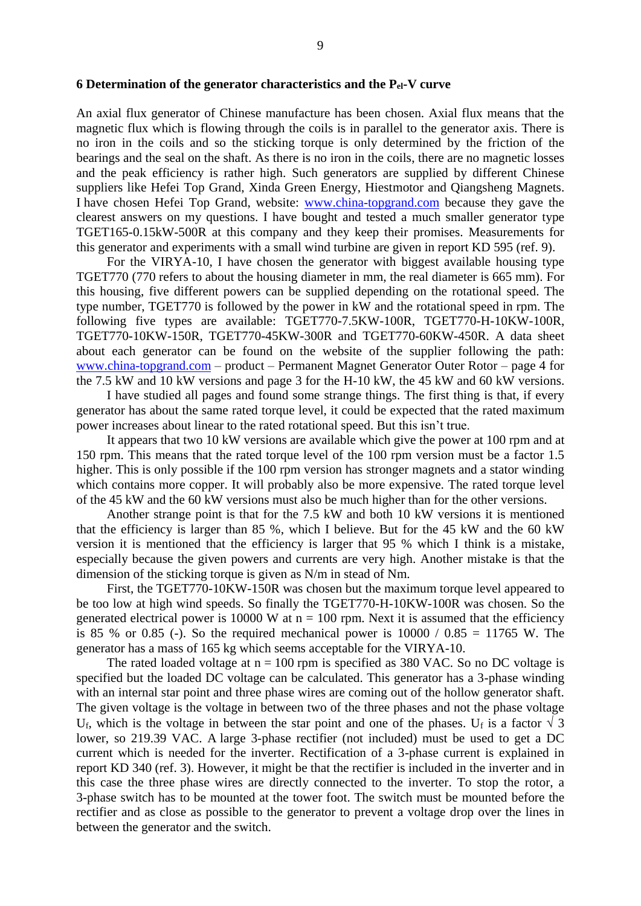## 6 Determination of the generator characteristics and the $P_{el}$-V curve

An axial flux generator of Chinese manufacture has been chosen. Axial flux means that the magnetic flux which is flowing through the coils is in parallel to the generator axis. There is no iron in the coils and so the sticking torque is only determined by the friction of the bearings and the seal on the shaft. As there is no iron in the coils, there are no magnetic losses and the peak efficiency is rather high. Such generators are supplied by different Chinese suppliers like Hefei Top Grand, Xinda Green Energy, Hiestmotor and Qiangsheng Magnets. I have chosen Hefei Top Grand, website: www.china-topgrand.com because they gave the clearest answers on my questions. I have bought and tested a much smaller generator type TGET165-0.15kW-500R at this company and they keep their promises. Measurements for this generator and experiments with a small wind turbine are given in report KD 595 (ref. 9).

For the VIRYA-10, I have chosen the generator with biggest available housing type TGET770 (770 refers to about the housing diameter in mm, the real diameter is 665 mm). For this housing, five different powers can be supplied depending on the rotational speed. The type number, TGET770 is followed by the power in kW and the rotational speed in rpm. The following five types are available: TGET770-7.5KW-100R, TGET770-H-10KW-100R, TGET770-10KW-150R, TGET770-45KW-300R and TGET770-60KW-450R. A data sheet about each generator can be found on the website of the supplier following the path: www.china-topgrand.com – product – Permanent Magnet Generator Outer Rotor – page 4 for the 7.5 kW and 10 kW versions and page 3 for the H-10 kW, the 45 kW and 60 kW versions.

I have studied all pages and found some strange things. The first thing is that, if every generator has about the same rated torque level, it could be expected that the rated maximum power increases about linear to the rated rotational speed. But this isn't true.

It appears that two 10 kW versions are available which give the power at 100 rpm and at 150 rpm. This means that the rated torque level of the 100 rpm version must be a factor 1.5 higher. This is only possible if the 100 rpm version has stronger magnets and a stator winding which contains more copper. It will probably also be more expensive. The rated torque level of the 45 kW and the 60 kW versions must also be much higher than for the other versions.

Another strange point is that for the 7.5 kW and both 10 kW versions it is mentioned that the efficiency is larger than 85 %, which I believe. But for the 45 kW and the 60 kW version it is mentioned that the efficiency is larger that 95 % which I think is a mistake, especially because the given powers and currents are very high. Another mistake is that the dimension of the sticking torque is given as N/m in stead of Nm.

First, the TGET770-10KW-150R was chosen but the maximum torque level appeared to be too low at high wind speeds. So finally the TGET770-H-10KW-100R was chosen. So the generated electrical power is 10000 W at n = 100 rpm. Next it is assumed that the efficiency is 85 % or 0.85 (-). So the required mechanical power is 10000 / 0.85 = 11765 W. The generator has a mass of 165 kg which seems acceptable for the VIRYA-10.

The rated loaded voltage at n = 100 rpm is specified as 380 VAC. So no DC voltage is specified but the loaded DC voltage can be calculated. This generator has a 3-phase winding with an internal star point and three phase wires are coming out of the hollow generator shaft. The given voltage is the voltage in between two of the three phases and not the phase voltage $U_f$, which is the voltage in between the star point and one of the phases. $U_f$ is a factor $\sqrt{3}$ lower, so 219.39 VAC. A large 3-phase rectifier (not included) must be used to get a DC current which is needed for the inverter. Rectification of a 3-phase current is explained in report KD 340 (ref. 3). However, it might be that the rectifier is included in the inverter and in this case the three phase wires are directly connected to the inverter. To stop the rotor, a 3-phase switch has to be mounted at the tower foot. The switch must be mounted before the rectifier and as close as possible to the generator to prevent a voltage drop over the lines in between the generator and the switch.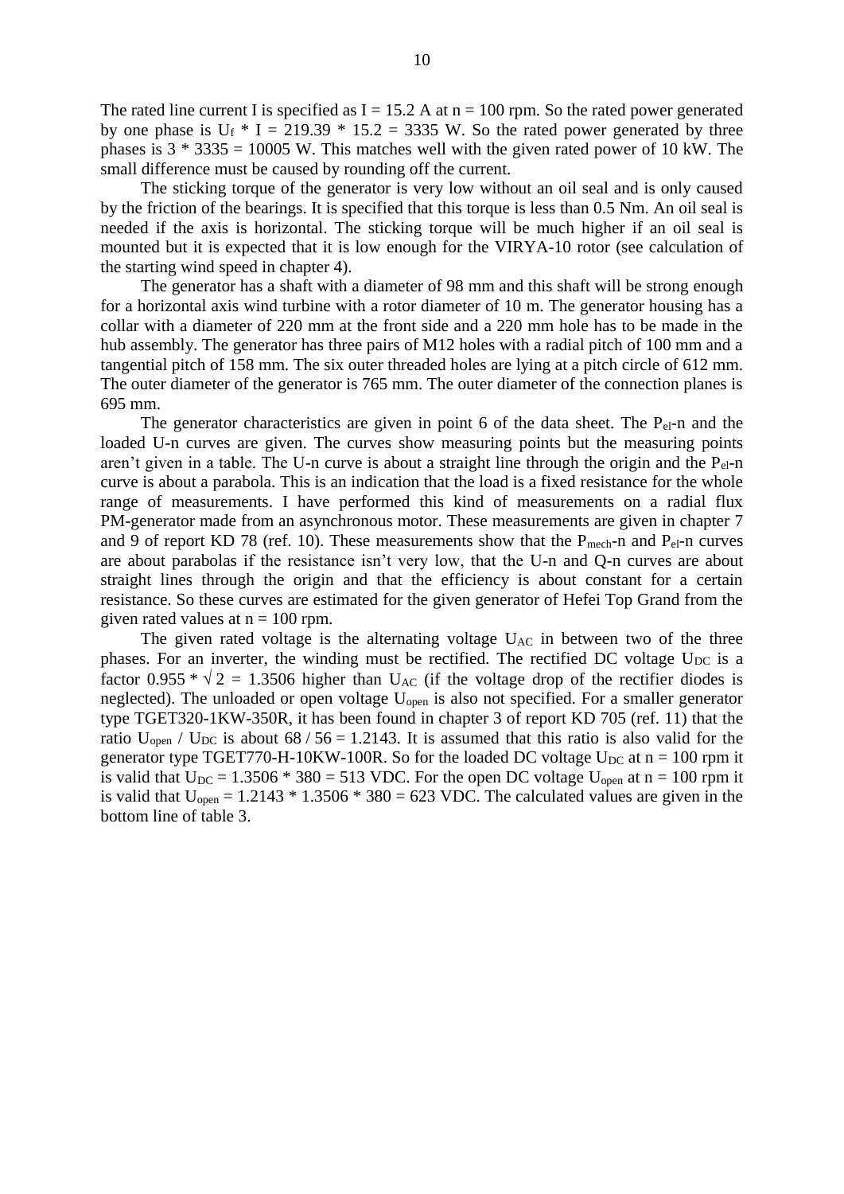The rated line current I is specified as I = 15.2 A at n = 100 rpm. So the rated power generated by one phase is $U_f$ * I = 219.39 * 15.2 = 3335 W. So the rated power generated by three phases is 3 * 3335 = 10005 W. This matches well with the given rated power of 10 kW. The small difference must be caused by rounding off the current.

The sticking torque of the generator is very low without an oil seal and is only caused by the friction of the bearings. It is specified that this torque is less than 0.5 Nm. An oil seal is needed if the axis is horizontal. The sticking torque will be much higher if an oil seal is mounted but it is expected that it is low enough for the VIRYA-10 rotor (see calculation of the starting wind speed in chapter 4).

The generator has a shaft with a diameter of 98 mm and this shaft will be strong enough for a horizontal axis wind turbine with a rotor diameter of 10 m. The generator housing has a collar with a diameter of 220 mm at the front side and a 220 mm hole has to be made in the hub assembly. The generator has three pairs of M12 holes with a radial pitch of 100 mm and a tangential pitch of 158 mm. The six outer threaded holes are lying at a pitch circle of 612 mm. The outer diameter of the generator is 765 mm. The outer diameter of the connection planes is 695 mm.

The generator characteristics are given in point 6 of the data sheet. The $P_{el}$-n and the loaded U-n curves are given. The curves show measuring points but the measuring points aren't given in a table. The U-n curve is about a straight line through the origin and the $P_{el}$-n curve is about a parabola. This is an indication that the load is a fixed resistance for the whole range of measurements. I have performed this kind of measurements on a radial flux PM-generator made from an asynchronous motor. These measurements are given in chapter 7 and 9 of report KD 78 (ref. 10). These measurements show that the $P_{mech}$-n and $P_{el}$-n curves are about parabolas if the resistance isn't very low, that the U-n and Q-n curves are about straight lines through the origin and that the efficiency is about constant for a certain resistance. So these curves are estimated for the given generator of Hefei Top Grand from the given rated values at n = 100 rpm.

The given rated voltage is the alternating voltage $U_{AC}$ in between two of the three phases. For an inverter, the winding must be rectified. The rectified DC voltage $U_{DC}$ is a factor 0.955 * √ 2 = 1.3506 higher than $U_{AC}$ (if the voltage drop of the rectifier diodes is neglected). The unloaded or open voltage $U_{open}$ is also not specified. For a smaller generator type TGET320-1KW-350R, it has been found in chapter 3 of report KD 705 (ref. 11) that the ratio $U_{open}$ / $U_{DC}$ is about 68 / 56 = 1.2143. It is assumed that this ratio is also valid for the generator type TGET770-H-10KW-100R. So for the loaded DC voltage $U_{DC}$ at n = 100 rpm it is valid that $U_{DC}$ = 1.3506 * 380 = 513 VDC. For the open DC voltage $U_{open}$ at n = 100 rpm it is valid that $U_{open}$ = 1.2143 * 1.3506 * 380 = 623 VDC. The calculated values are given in the bottom line of table 3.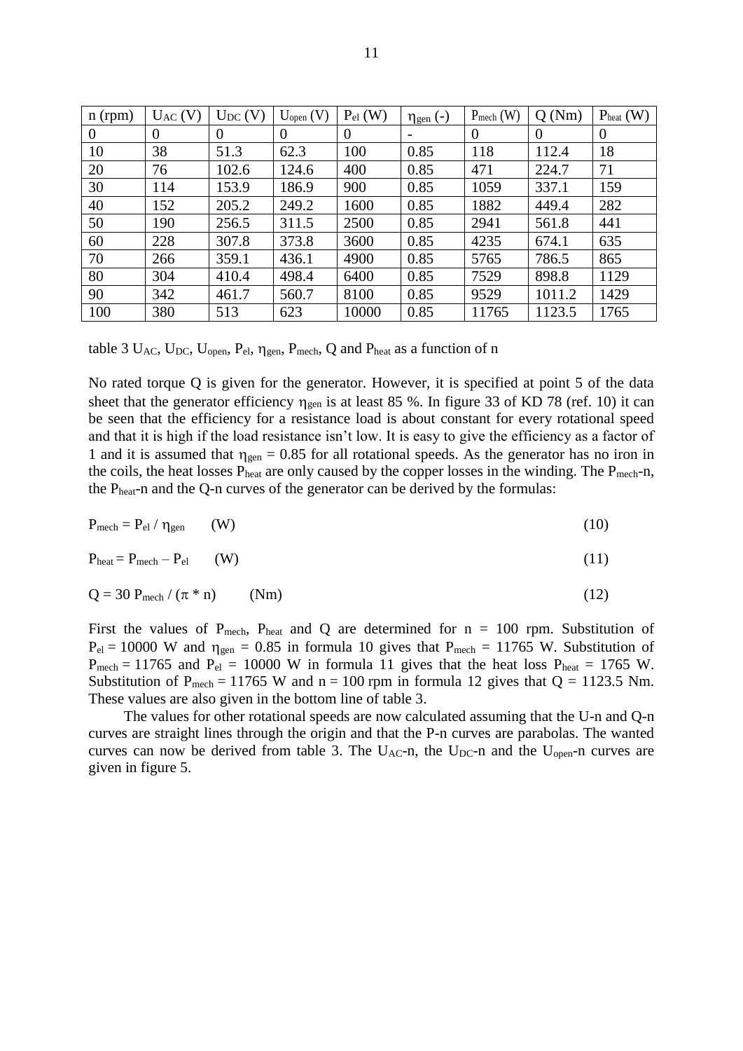| n (rpm) | $U_{AC}$ (V) | $U_{DC}$ (V) | $U_{open}$ (V) | $P_{el}$ (W) | $\eta_{gen}$ (-) | $P_{mech}$ (W) | Q (Nm) | $P_{heat}$ (W) |
|---|---|---|---|---|---|---|---|---|
| 0 | 0 | 0 | 0 | 0 | - | 0 | 0 | 0 |
| 10 | 38 | 51.3 | 62.3 | 100 | 0.85 | 118 | 112.4 | 18 |
| 20 | 76 | 102.6 | 124.6 | 400 | 0.85 | 471 | 224.7 | 71 |
| 30 | 114 | 153.9 | 186.9 | 900 | 0.85 | 1059 | 337.1 | 159 |
| 40 | 152 | 205.2 | 249.2 | 1600 | 0.85 | 1882 | 449.4 | 282 |
| 50 | 190 | 256.5 | 311.5 | 2500 | 0.85 | 2941 | 561.8 | 441 |
| 60 | 228 | 307.8 | 373.8 | 3600 | 0.85 | 4235 | 674.1 | 635 |
| 70 | 266 | 359.1 | 436.1 | 4900 | 0.85 | 5765 | 786.5 | 865 |
| 80 | 304 | 410.4 | 498.4 | 6400 | 0.85 | 7529 | 898.8 | 1129 |
| 90 | 342 | 461.7 | 560.7 | 8100 | 0.85 | 9529 | 1011.2 | 1429 |
| 100 | 380 | 513 | 623 | 10000 | 0.85 | 11765 | 1123.5 | 1765 |

table 3 $U_{AC}$, $U_{DC}$, $U_{open}$, $P_{el}$, $\eta_{gen}$, $P_{mech}$, Q and $P_{heat}$ as a function of n

No rated torque Q is given for the generator. However, it is specified at point 5 of the data sheet that the generator efficiency $\eta_{gen}$ is at least 85 %. In figure 33 of KD 78 (ref. 10) it can be seen that the efficiency for a resistance load is about constant for every rotational speed and that it is high if the load resistance isn't low. It is easy to give the efficiency as a factor of 1 and it is assumed that $\eta_{gen} = 0.85$ for all rotational speeds. As the generator has no iron in the coils, the heat losses $P_{heat}$ are only caused by the copper losses in the winding. The $P_{mech}$-n, the $P_{heat}$-n and the Q-n curves of the generator can be derived by the formulas:

$$P_{mech} = P_{el} / \eta_{gen} \quad \text{(W)} \tag{10}$$

$$P_{heat} = P_{mech} - P_{el} \quad \text{(W)} \tag{11}$$

$$Q = 30 \, P_{mech} / (\pi * n) \quad \text{(Nm)} \tag{12}$$

First the values of $P_{mech}$, $P_{heat}$ and Q are determined for n = 100 rpm. Substitution of $P_{el} = 10000$ W and $\eta_{gen} = 0.85$ in formula 10 gives that $P_{mech} = 11765$ W. Substitution of $P_{mech} = 11765$ and $P_{el} = 10000$ W in formula 11 gives that the heat loss $P_{heat} = 1765$ W. Substitution of $P_{mech} = 11765$ W and n = 100 rpm in formula 12 gives that Q = 1123.5 Nm. These values are also given in the bottom line of table 3.

The values for other rotational speeds are now calculated assuming that the U-n and Q-n curves are straight lines through the origin and that the P-n curves are parabolas. The wanted curves can now be derived from table 3. The $U_{AC}$-n, the $U_{DC}$-n and the $U_{open}$-n curves are given in figure 5.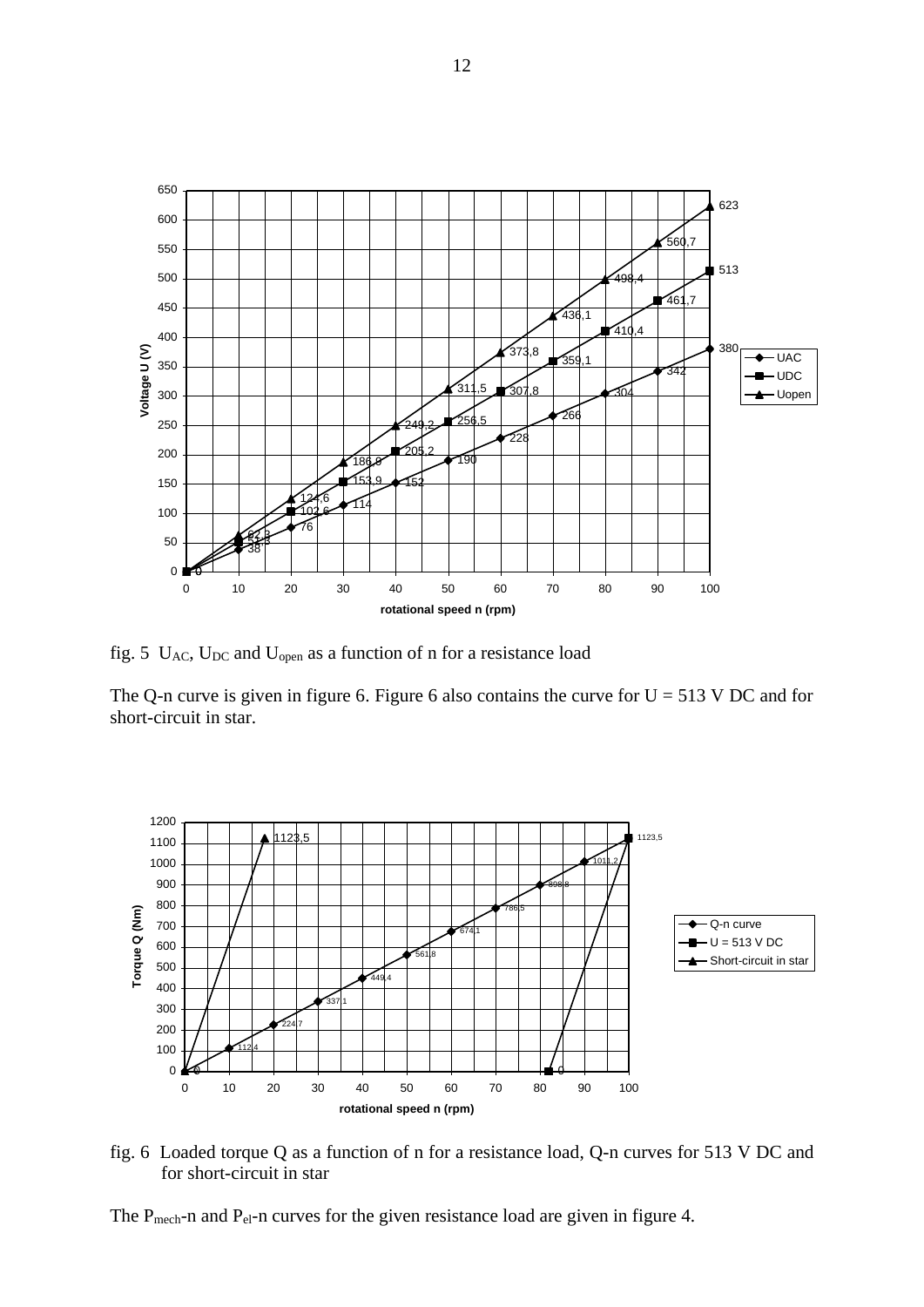fig. 5 $U_{AC}$, $U_{DC}$ and $U_{open}$ as a function of n for a resistance load

The Q-n curve is given in figure 6. Figure 6 also contains the curve for U = 513 V DC and for short-circuit in star.

fig. 6 Loaded torque Q as a function of n for a resistance load, Q-n curves for 513 V DC and for short-circuit in star

The $P_{mech}$-n and $P_{el}$-n curves for the given resistance load are given in figure 4.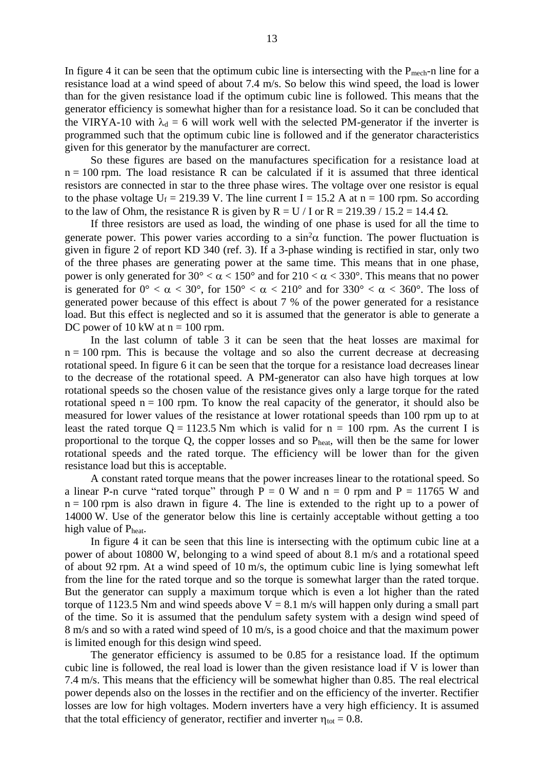In figure 4 it can be seen that the optimum cubic line is intersecting with the $P_{mech}$-n line for a resistance load at a wind speed of about 7.4 m/s. So below this wind speed, the load is lower than for the given resistance load if the optimum cubic line is followed. This means that the generator efficiency is somewhat higher than for a resistance load. So it can be concluded that the VIRYA-10 with $\lambda_d = 6$ will work well with the selected PM-generator if the inverter is programmed such that the optimum cubic line is followed and if the generator characteristics given for this generator by the manufacturer are correct.

So these figures are based on the manufactures specification for a resistance load at n = 100 rpm. The load resistance R can be calculated if it is assumed that three identical resistors are connected in star to the three phase wires. The voltage over one resistor is equal to the phase voltage $U_f = 219.39$ V. The line current I = 15.2 A at n = 100 rpm. So according to the law of Ohm, the resistance R is given by R = U / I or R = 219.39 / 15.2 = 14.4 Ω.

If three resistors are used as load, the winding of one phase is used for all the time to generate power. This power varies according to a $\sin^2\alpha$ function. The power fluctuation is given in figure 2 of report KD 340 (ref. 3). If a 3-phase winding is rectified in star, only two of the three phases are generating power at the same time. This means that in one phase, power is only generated for $30° < \alpha < 150°$ and for $210 < \alpha < 330°$. This means that no power is generated for $0° < \alpha < 30°$, for $150° < \alpha < 210°$ and for $330° < \alpha < 360°$. The loss of generated power because of this effect is about 7 % of the power generated for a resistance load. But this effect is neglected and so it is assumed that the generator is able to generate a DC power of 10 kW at n = 100 rpm.

In the last column of table 3 it can be seen that the heat losses are maximal for n = 100 rpm. This is because the voltage and so also the current decrease at decreasing rotational speed. In figure 6 it can be seen that the torque for a resistance load decreases linear to the decrease of the rotational speed. A PM-generator can also have high torques at low rotational speeds so the chosen value of the resistance gives only a large torque for the rated rotational speed n = 100 rpm. To know the real capacity of the generator, it should also be measured for lower values of the resistance at lower rotational speeds than 100 rpm up to at least the rated torque Q = 1123.5 Nm which is valid for n = 100 rpm. As the current I is proportional to the torque Q, the copper losses and so $P_{heat}$, will then be the same for lower rotational speeds and the rated torque. The efficiency will be lower than for the given resistance load but this is acceptable.

A constant rated torque means that the power increases linear to the rotational speed. So a linear P-n curve "rated torque" through P = 0 W and n = 0 rpm and P = 11765 W and n = 100 rpm is also drawn in figure 4. The line is extended to the right up to a power of 14000 W. Use of the generator below this line is certainly acceptable without getting a too high value of $P_{heat}$.

In figure 4 it can be seen that this line is intersecting with the optimum cubic line at a power of about 10800 W, belonging to a wind speed of about 8.1 m/s and a rotational speed of about 92 rpm. At a wind speed of 10 m/s, the optimum cubic line is lying somewhat left from the line for the rated torque and so the torque is somewhat larger than the rated torque. But the generator can supply a maximum torque which is even a lot higher than the rated torque of 1123.5 Nm and wind speeds above V = 8.1 m/s will happen only during a small part of the time. So it is assumed that the pendulum safety system with a design wind speed of 8 m/s and so with a rated wind speed of 10 m/s, is a good choice and that the maximum power is limited enough for this design wind speed.

The generator efficiency is assumed to be 0.85 for a resistance load. If the optimum cubic line is followed, the real load is lower than the given resistance load if V is lower than 7.4 m/s. This means that the efficiency will be somewhat higher than 0.85. The real electrical power depends also on the losses in the rectifier and on the efficiency of the inverter. Rectifier losses are low for high voltages. Modern inverters have a very high efficiency. It is assumed that the total efficiency of generator, rectifier and inverter $\eta_{tot} = 0.8$.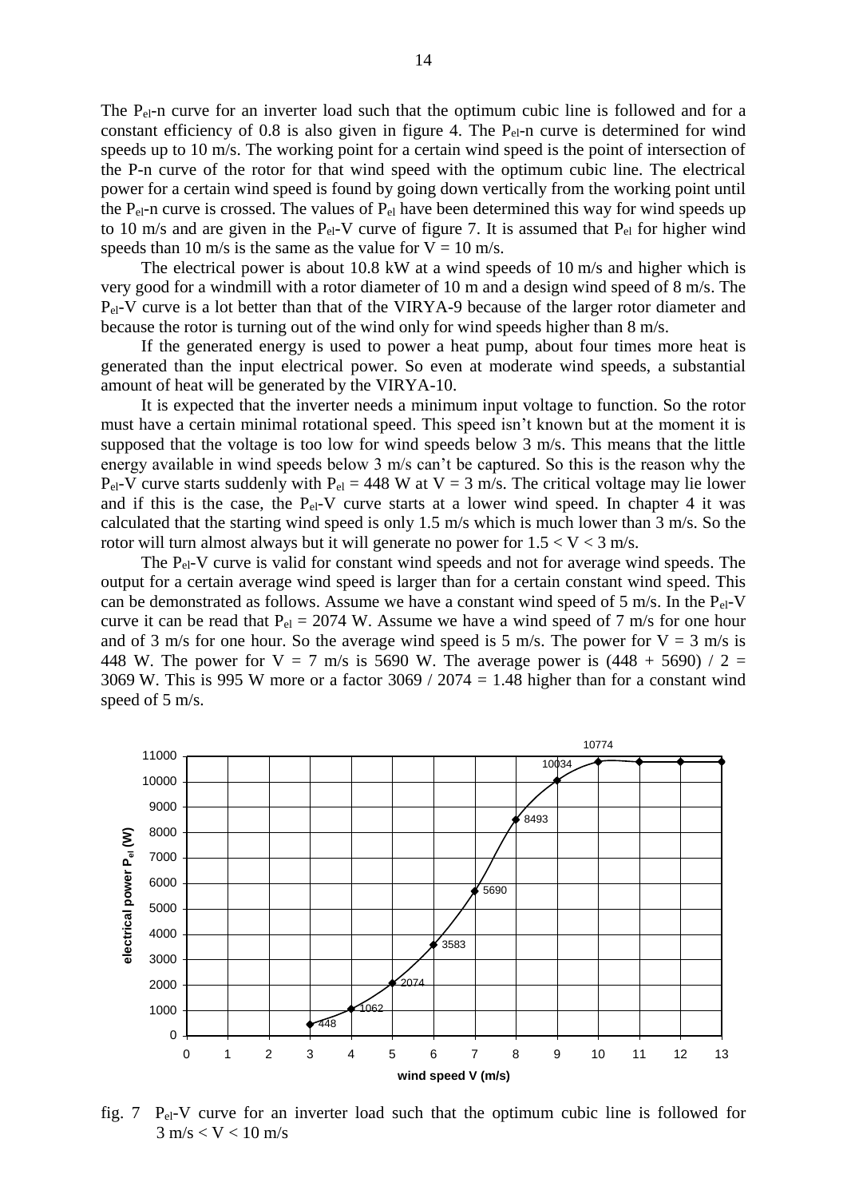The $P_{el}$-n curve for an inverter load such that the optimum cubic line is followed and for a constant efficiency of 0.8 is also given in figure 4. The $P_{el}$-n curve is determined for wind speeds up to 10 m/s. The working point for a certain wind speed is the point of intersection of the P-n curve of the rotor for that wind speed with the optimum cubic line. The electrical power for a certain wind speed is found by going down vertically from the working point until the $P_{el}$-n curve is crossed. The values of $P_{el}$ have been determined this way for wind speeds up to 10 m/s and are given in the $P_{el}$-V curve of figure 7. It is assumed that $P_{el}$ for higher wind speeds than 10 m/s is the same as the value for V = 10 m/s.

The electrical power is about 10.8 kW at a wind speeds of 10 m/s and higher which is very good for a windmill with a rotor diameter of 10 m and a design wind speed of 8 m/s. The $P_{el}$-V curve is a lot better than that of the VIRYA-9 because of the larger rotor diameter and because the rotor is turning out of the wind only for wind speeds higher than 8 m/s.

If the generated energy is used to power a heat pump, about four times more heat is generated than the input electrical power. So even at moderate wind speeds, a substantial amount of heat will be generated by the VIRYA-10.

It is expected that the inverter needs a minimum input voltage to function. So the rotor must have a certain minimal rotational speed. This speed isn't known but at the moment it is supposed that the voltage is too low for wind speeds below 3 m/s. This means that the little energy available in wind speeds below 3 m/s can't be captured. So this is the reason why the $P_{el}$-V curve starts suddenly with $P_{el}$ = 448 W at V = 3 m/s. The critical voltage may lie lower and if this is the case, the $P_{el}$-V curve starts at a lower wind speed. In chapter 4 it was calculated that the starting wind speed is only 1.5 m/s which is much lower than 3 m/s. So the rotor will turn almost always but it will generate no power for $1.5 < V < 3$ m/s.

The $P_{el}$-V curve is valid for constant wind speeds and not for average wind speeds. The output for a certain average wind speed is larger than for a certain constant wind speed. This can be demonstrated as follows. Assume we have a constant wind speed of 5 m/s. In the $P_{el}$-V curve it can be read that $P_{el}$ = 2074 W. Assume we have a wind speed of 7 m/s for one hour and of 3 m/s for one hour. So the average wind speed is 5 m/s. The power for V = 3 m/s is 448 W. The power for V = 7 m/s is 5690 W. The average power is (448 + 5690) / 2 = 3069 W. This is 995 W more or a factor 3069 / 2074 = 1.48 higher than for a constant wind speed of 5 m/s.

| wind speed V (m/s) | 3 | 4 | 5 | 6 | 7 | 8 | 9 | 10 | 11 | 12 | 13 |
|---|---|---|---|---|---|---|---|---|---|---|---|
| electrical power $P_{el}$ (W) | 448 | 1062 | 2074 | 3583 | 5690 | 8493 | 10034 | 10774 | 10774 | 10774 | 10774 |

fig. 7 $P_{el}$-V curve for an inverter load such that the optimum cubic line is followed for $3 \text{ m/s} < V < 10 \text{ m/s}$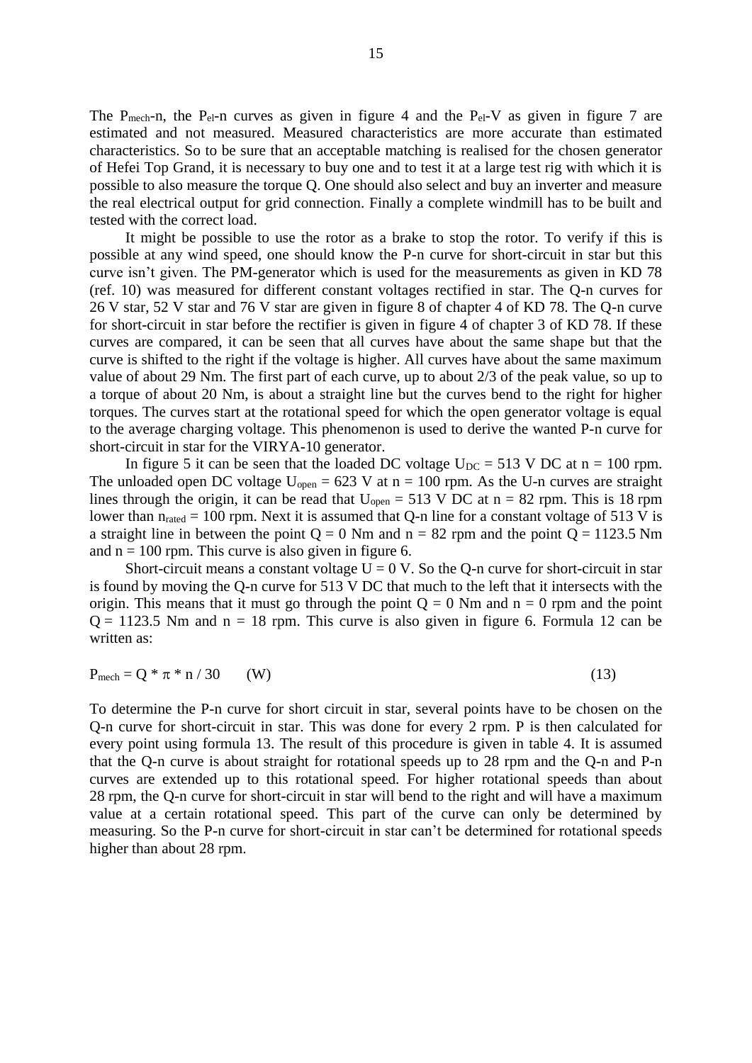The $P_{mech}$-n, the $P_{el}$-n curves as given in figure 4 and the $P_{el}$-V as given in figure 7 are estimated and not measured. Measured characteristics are more accurate than estimated characteristics. So to be sure that an acceptable matching is realised for the chosen generator of Hefei Top Grand, it is necessary to buy one and to test it at a large test rig with which it is possible to also measure the torque Q. One should also select and buy an inverter and measure the real electrical output for grid connection. Finally a complete windmill has to be built and tested with the correct load.

It might be possible to use the rotor as a brake to stop the rotor. To verify if this is possible at any wind speed, one should know the P-n curve for short-circuit in star but this curve isn't given. The PM-generator which is used for the measurements as given in KD 78 (ref. 10) was measured for different constant voltages rectified in star. The Q-n curves for 26 V star, 52 V star and 76 V star are given in figure 8 of chapter 4 of KD 78. The Q-n curve for short-circuit in star before the rectifier is given in figure 4 of chapter 3 of KD 78. If these curves are compared, it can be seen that all curves have about the same shape but that the curve is shifted to the right if the voltage is higher. All curves have about the same maximum value of about 29 Nm. The first part of each curve, up to about 2/3 of the peak value, so up to a torque of about 20 Nm, is about a straight line but the curves bend to the right for higher torques. The curves start at the rotational speed for which the open generator voltage is equal to the average charging voltage. This phenomenon is used to derive the wanted P-n curve for short-circuit in star for the VIRYA-10 generator.

In figure 5 it can be seen that the loaded DC voltage $U_{DC}$ = 513 V DC at n = 100 rpm. The unloaded open DC voltage $U_{open}$ = 623 V at n = 100 rpm. As the U-n curves are straight lines through the origin, it can be read that $U_{open}$ = 513 V DC at n = 82 rpm. This is 18 rpm lower than $n_{rated}$ = 100 rpm. Next it is assumed that Q-n line for a constant voltage of 513 V is a straight line in between the point Q = 0 Nm and n = 82 rpm and the point Q = 1123.5 Nm and n = 100 rpm. This curve is also given in figure 6.

Short-circuit means a constant voltage U = 0 V. So the Q-n curve for short-circuit in star is found by moving the Q-n curve for 513 V DC that much to the left that it intersects with the origin. This means that it must go through the point Q = 0 Nm and n = 0 rpm and the point Q = 1123.5 Nm and n = 18 rpm. This curve is also given in figure 6. Formula 12 can be written as:

$$P_{mech} = Q * \pi * n / 30 \quad \text{(W)} \tag{13}$$

To determine the P-n curve for short circuit in star, several points have to be chosen on the Q-n curve for short-circuit in star. This was done for every 2 rpm. P is then calculated for every point using formula 13. The result of this procedure is given in table 4. It is assumed that the Q-n curve is about straight for rotational speeds up to 28 rpm and the Q-n and P-n curves are extended up to this rotational speed. For higher rotational speeds than about 28 rpm, the Q-n curve for short-circuit in star will bend to the right and will have a maximum value at a certain rotational speed. This part of the curve can only be determined by measuring. So the P-n curve for short-circuit in star can't be determined for rotational speeds higher than about 28 rpm.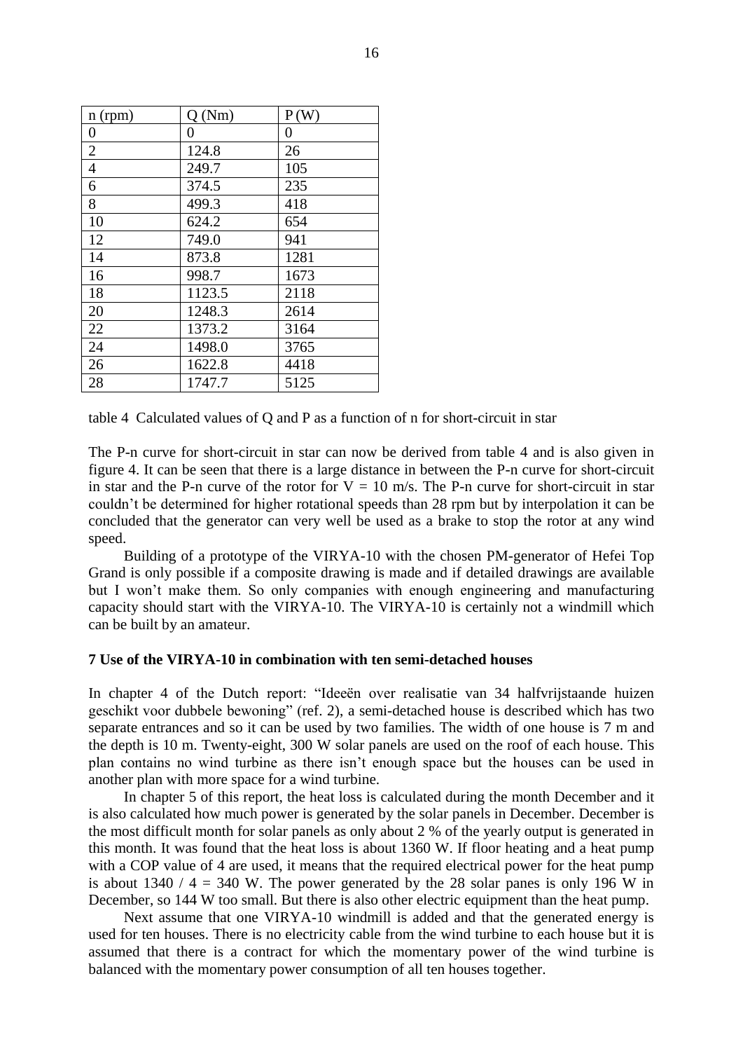| n (rpm) | Q (Nm) | P (W) |
| --- | --- | --- |
| 0 | 0 | 0 |
| 2 | 124.8 | 26 |
| 4 | 249.7 | 105 |
| 6 | 374.5 | 235 |
| 8 | 499.3 | 418 |
| 10 | 624.2 | 654 |
| 12 | 749.0 | 941 |
| 14 | 873.8 | 1281 |
| 16 | 998.7 | 1673 |
| 18 | 1123.5 | 2118 |
| 20 | 1248.3 | 2614 |
| 22 | 1373.2 | 3164 |
| 24 | 1498.0 | 3765 |
| 26 | 1622.8 | 4418 |
| 28 | 1747.7 | 5125 |

table 4 Calculated values of Q and P as a function of n for short-circuit in star

The P-n curve for short-circuit in star can now be derived from table 4 and is also given in figure 4. It can be seen that there is a large distance in between the P-n curve for short-circuit in star and the P-n curve of the rotor for V = 10 m/s. The P-n curve for short-circuit in star couldn't be determined for higher rotational speeds than 28 rpm but by interpolation it can be concluded that the generator can very well be used as a brake to stop the rotor at any wind speed.

Building of a prototype of the VIRYA-10 with the chosen PM-generator of Hefei Top Grand is only possible if a composite drawing is made and if detailed drawings are available but I won't make them. So only companies with enough engineering and manufacturing capacity should start with the VIRYA-10. The VIRYA-10 is certainly not a windmill which can be built by an amateur.

### 7 Use of the VIRYA-10 in combination with ten semi-detached houses

In chapter 4 of the Dutch report: "Ideeën over realisatie van 34 halfvrijstaande huizen geschikt voor dubbele bewoning" (ref. 2), a semi-detached house is described which has two separate entrances and so it can be used by two families. The width of one house is 7 m and the depth is 10 m. Twenty-eight, 300 W solar panels are used on the roof of each house. This plan contains no wind turbine as there isn't enough space but the houses can be used in another plan with more space for a wind turbine.

In chapter 5 of this report, the heat loss is calculated during the month December and it is also calculated how much power is generated by the solar panels in December. December is the most difficult month for solar panels as only about 2 % of the yearly output is generated in this month. It was found that the heat loss is about 1360 W. If floor heating and a heat pump with a COP value of 4 are used, it means that the required electrical power for the heat pump is about 1340 / 4 = 340 W. The power generated by the 28 solar panes is only 196 W in December, so 144 W too small. But there is also other electric equipment than the heat pump.

Next assume that one VIRYA-10 windmill is added and that the generated energy is used for ten houses. There is no electricity cable from the wind turbine to each house but it is assumed that there is a contract for which the momentary power of the wind turbine is balanced with the momentary power consumption of all ten houses together.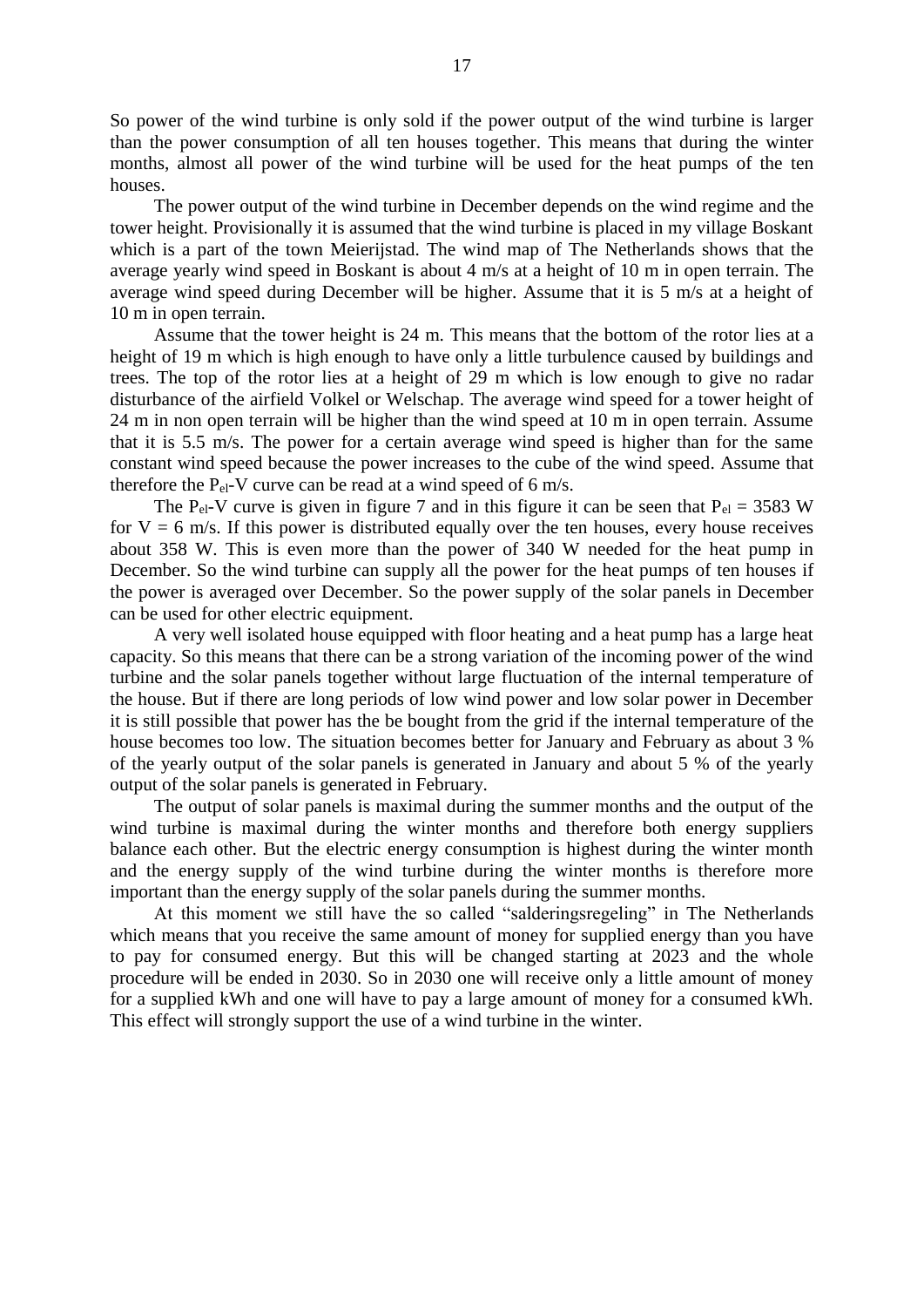So power of the wind turbine is only sold if the power output of the wind turbine is larger than the power consumption of all ten houses together. This means that during the winter months, almost all power of the wind turbine will be used for the heat pumps of the ten houses.

The power output of the wind turbine in December depends on the wind regime and the tower height. Provisionally it is assumed that the wind turbine is placed in my village Boskant which is a part of the town Meierijstad. The wind map of The Netherlands shows that the average yearly wind speed in Boskant is about 4 m/s at a height of 10 m in open terrain. The average wind speed during December will be higher. Assume that it is 5 m/s at a height of 10 m in open terrain.

Assume that the tower height is 24 m. This means that the bottom of the rotor lies at a height of 19 m which is high enough to have only a little turbulence caused by buildings and trees. The top of the rotor lies at a height of 29 m which is low enough to give no radar disturbance of the airfield Volkel or Welschap. The average wind speed for a tower height of 24 m in non open terrain will be higher than the wind speed at 10 m in open terrain. Assume that it is 5.5 m/s. The power for a certain average wind speed is higher than for the same constant wind speed because the power increases to the cube of the wind speed. Assume that therefore the $P_{el}$-V curve can be read at a wind speed of 6 m/s.

The $P_{el}$-V curve is given in figure 7 and in this figure it can be seen that $P_{el}$ = 3583 W for V = 6 m/s. If this power is distributed equally over the ten houses, every house receives about 358 W. This is even more than the power of 340 W needed for the heat pump in December. So the wind turbine can supply all the power for the heat pumps of ten houses if the power is averaged over December. So the power supply of the solar panels in December can be used for other electric equipment.

A very well isolated house equipped with floor heating and a heat pump has a large heat capacity. So this means that there can be a strong variation of the incoming power of the wind turbine and the solar panels together without large fluctuation of the internal temperature of the house. But if there are long periods of low wind power and low solar power in December it is still possible that power has the be bought from the grid if the internal temperature of the house becomes too low. The situation becomes better for January and February as about 3 % of the yearly output of the solar panels is generated in January and about 5 % of the yearly output of the solar panels is generated in February.

The output of solar panels is maximal during the summer months and the output of the wind turbine is maximal during the winter months and therefore both energy suppliers balance each other. But the electric energy consumption is highest during the winter month and the energy supply of the wind turbine during the winter months is therefore more important than the energy supply of the solar panels during the summer months.

At this moment we still have the so called “salderingsregeling” in The Netherlands which means that you receive the same amount of money for supplied energy than you have to pay for consumed energy. But this will be changed starting at 2023 and the whole procedure will be ended in 2030. So in 2030 one will receive only a little amount of money for a supplied kWh and one will have to pay a large amount of money for a consumed kWh. This effect will strongly support the use of a wind turbine in the winter.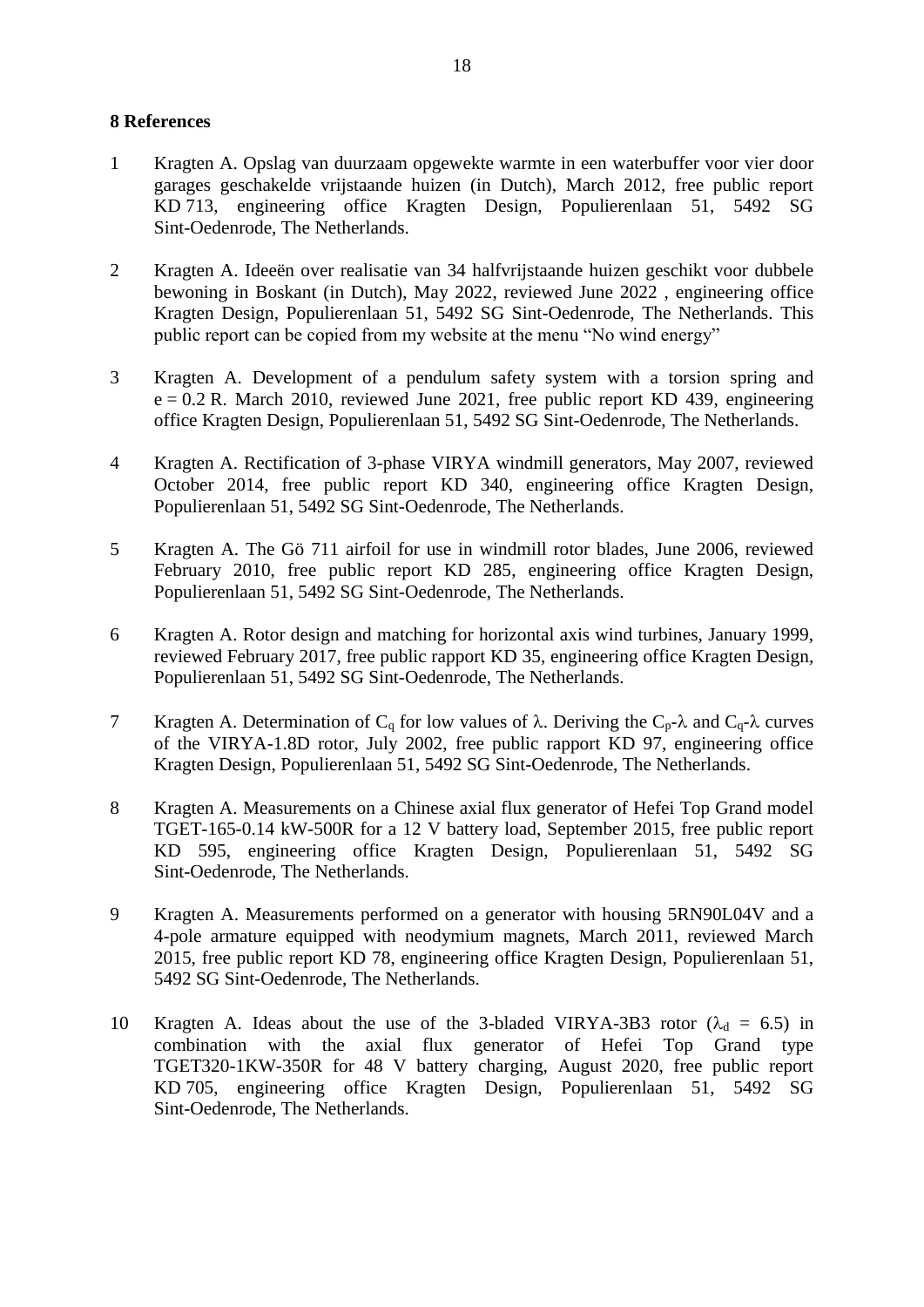## 8 References

1. Kragten A. Opslag van duurzaam opgewekte warmte in een waterbuffer voor vier door garages geschakelde vrijstaande huizen (in Dutch), March 2012, free public report KD 713, engineering office Kragten Design, Populierenlaan 51, 5492 SG Sint-Oedenrode, The Netherlands.

2. Kragten A. Ideeën over realisatie van 34 halfvrijstaande huizen geschikt voor dubbele bewoning in Boskant (in Dutch), May 2022, reviewed June 2022 , engineering office Kragten Design, Populierenlaan 51, 5492 SG Sint-Oedenrode, The Netherlands. This public report can be copied from my website at the menu “No wind energy”

3. Kragten A. Development of a pendulum safety system with a torsion spring and e = 0.2 R. March 2010, reviewed June 2021, free public report KD 439, engineering office Kragten Design, Populierenlaan 51, 5492 SG Sint-Oedenrode, The Netherlands.

4. Kragten A. Rectification of 3-phase VIRYA windmill generators, May 2007, reviewed October 2014, free public report KD 340, engineering office Kragten Design, Populierenlaan 51, 5492 SG Sint-Oedenrode, The Netherlands.

5. Kragten A. The Gö 711 airfoil for use in windmill rotor blades, June 2006, reviewed February 2010, free public report KD 285, engineering office Kragten Design, Populierenlaan 51, 5492 SG Sint-Oedenrode, The Netherlands.

6. Kragten A. Rotor design and matching for horizontal axis wind turbines, January 1999, reviewed February 2017, free public rapport KD 35, engineering office Kragten Design, Populierenlaan 51, 5492 SG Sint-Oedenrode, The Netherlands.

7. Kragten A. Determination of $C_q$ for low values of $\lambda$. Deriving the $C_p$-$\lambda$ and $C_q$-$\lambda$ curves of the VIRYA-1.8D rotor, July 2002, free public rapport KD 97, engineering office Kragten Design, Populierenlaan 51, 5492 SG Sint-Oedenrode, The Netherlands.

8. Kragten A. Measurements on a Chinese axial flux generator of Hefei Top Grand model TGET-165-0.14 kW-500R for a 12 V battery load, September 2015, free public report KD 595, engineering office Kragten Design, Populierenlaan 51, 5492 SG Sint-Oedenrode, The Netherlands.

9. Kragten A. Measurements performed on a generator with housing 5RN90L04V and a 4-pole armature equipped with neodymium magnets, March 2011, reviewed March 2015, free public report KD 78, engineering office Kragten Design, Populierenlaan 51, 5492 SG Sint-Oedenrode, The Netherlands.

10. Kragten A. Ideas about the use of the 3-bladed VIRYA-3B3 rotor ($\lambda_d$ = 6.5) in combination with the axial flux generator of Hefei Top Grand type TGET320-1KW-350R for 48 V battery charging, August 2020, free public report KD 705, engineering office Kragten Design, Populierenlaan 51, 5492 SG Sint-Oedenrode, The Netherlands.